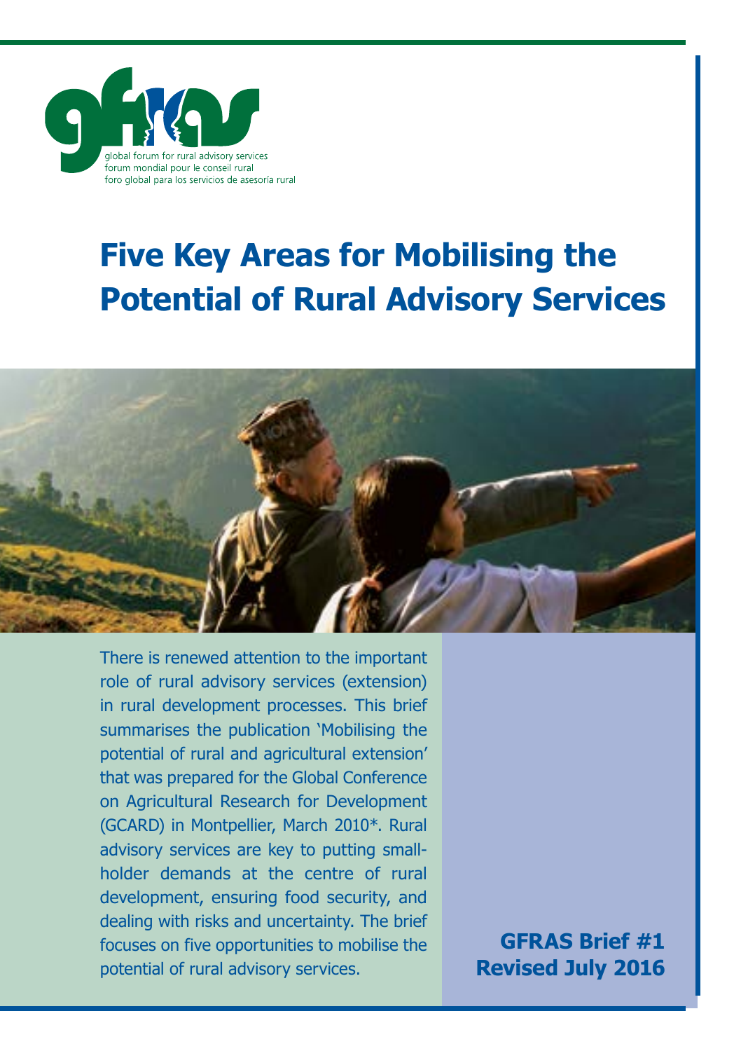global forum for rural advisory services
forum mondial pour le conseil rural
foro global para los servicios de asesoría rural

# Five Key Areas for Mobilising the Potential of Rural Advisory Services

There is renewed attention to the important role of rural advisory services (extension) in rural development processes. This brief summarises the publication 'Mobilising the potential of rural and agricultural extension' that was prepared for the Global Conference on Agricultural Research for Development (GCARD) in Montpellier, March 2010*. Rural advisory services are key to putting small-holder demands at the centre of rural development, ensuring food security, and dealing with risks and uncertainty. The brief focuses on five opportunities to mobilise the potential of rural advisory services.

**GFRAS Brief #1**
**Revised July 2016**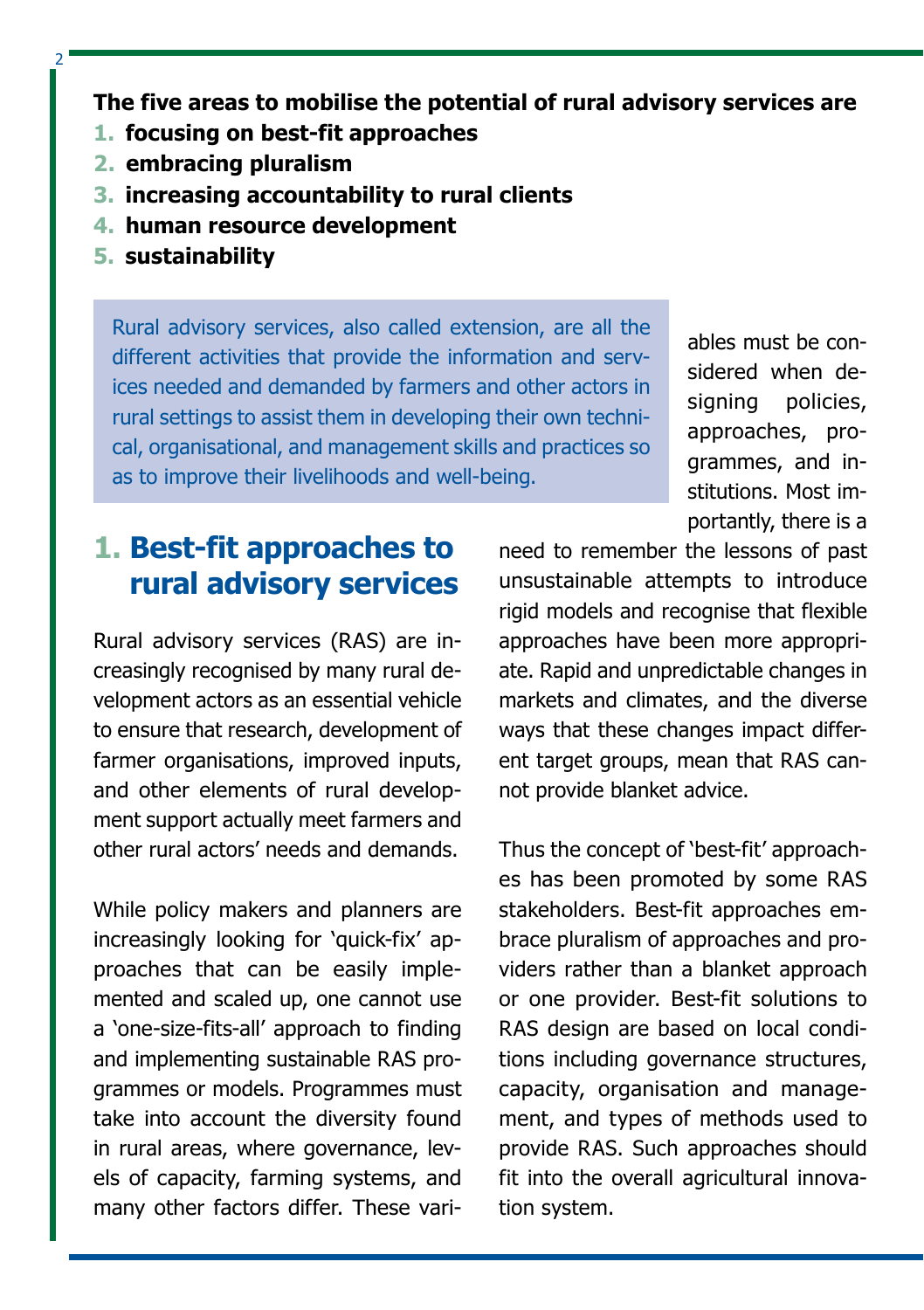**The five areas to mobilise the potential of rural advisory services are**

1. **focusing on best-fit approaches**
2. **embracing pluralism**
3. **increasing accountability to rural clients**
4. **human resource development**
5. **sustainability**

> Rural advisory services, also called extension, are all the different activities that provide the information and services needed and demanded by farmers and other actors in rural settings to assist them in developing their own technical, organisational, and management skills and practices so as to improve their livelihoods and well-being.

## 1. Best-fit approaches to rural advisory services

Rural advisory services (RAS) are increasingly recognised by many rural development actors as an essential vehicle to ensure that research, development of farmer organisations, improved inputs, and other elements of rural development support actually meet farmers and other rural actors' needs and demands.

While policy makers and planners are increasingly looking for 'quick-fix' approaches that can be easily implemented and scaled up, one cannot use a 'one-size-fits-all' approach to finding and implementing sustainable RAS programmes or models. Programmes must take into account the diversity found in rural areas, where governance, levels of capacity, farming systems, and many other factors differ. These variables must be considered when designing policies, approaches, programmes, and institutions. Most importantly, there is a need to remember the lessons of past unsustainable attempts to introduce rigid models and recognise that flexible approaches have been more appropriate. Rapid and unpredictable changes in markets and climates, and the diverse ways that these changes impact different target groups, mean that RAS cannot provide blanket advice.

Thus the concept of 'best-fit' approaches has been promoted by some RAS stakeholders. Best-fit approaches embrace pluralism of approaches and providers rather than a blanket approach or one provider. Best-fit solutions to RAS design are based on local conditions including governance structures, capacity, organisation and management, and types of methods used to provide RAS. Such approaches should fit into the overall agricultural innovation system.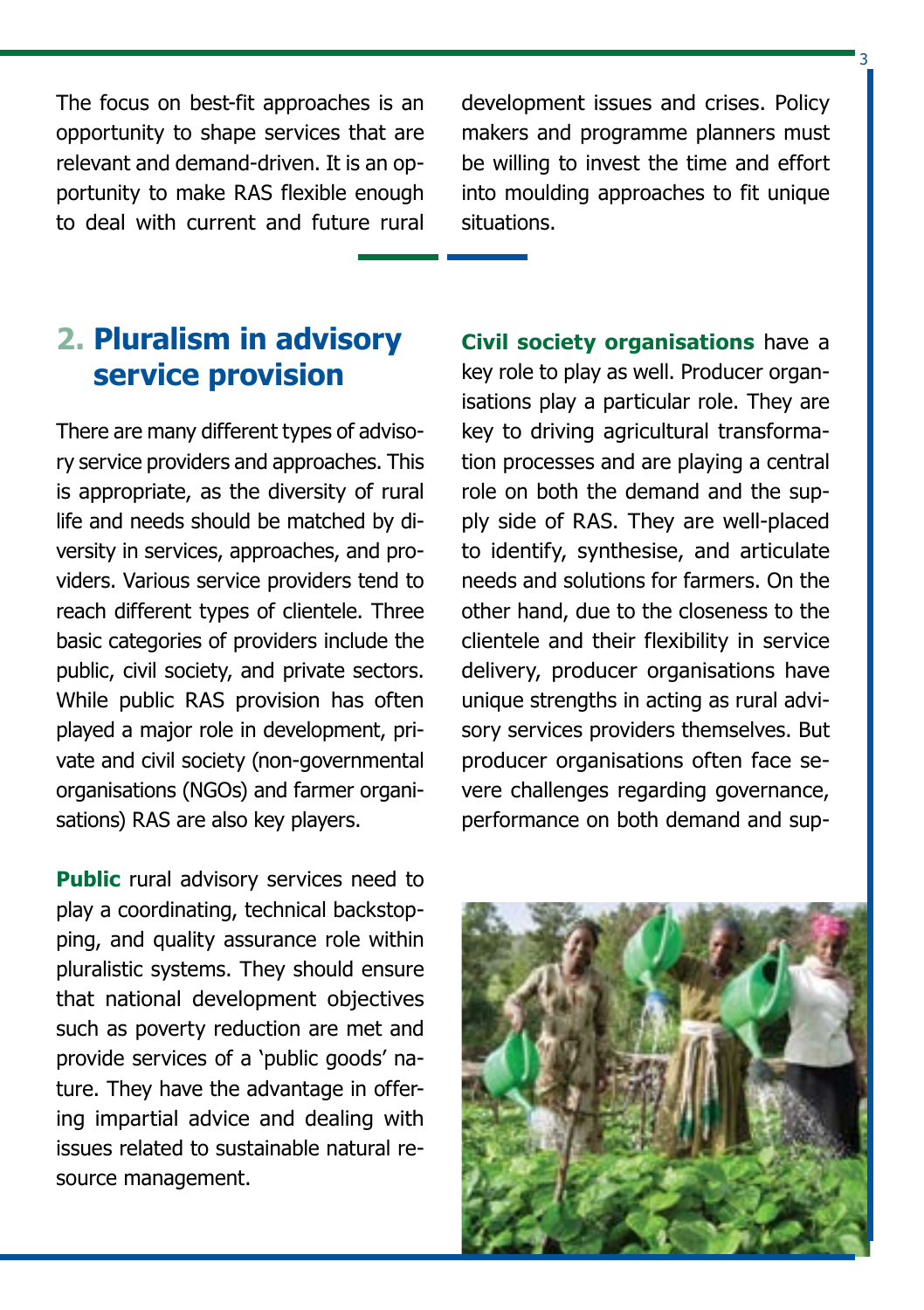The focus on best-fit approaches is an opportunity to shape services that are relevant and demand-driven. It is an opportunity to make RAS flexible enough to deal with current and future rural development issues and crises. Policy makers and programme planners must be willing to invest the time and effort into moulding approaches to fit unique situations.

## 2. Pluralism in advisory service provision

There are many different types of advisory service providers and approaches. This is appropriate, as the diversity of rural life and needs should be matched by diversity in services, approaches, and providers. Various service providers tend to reach different types of clientele. Three basic categories of providers include the public, civil society, and private sectors. While public RAS provision has often played a major role in development, private and civil society (non-governmental organisations (NGOs) and farmer organisations) RAS are also key players.

**Public** rural advisory services need to play a coordinating, technical backstopping, and quality assurance role within pluralistic systems. They should ensure that national development objectives such as poverty reduction are met and provide services of a 'public goods' nature. They have the advantage in offering impartial advice and dealing with issues related to sustainable natural resource management.

**Civil society organisations** have a key role to play as well. Producer organisations play a particular role. They are key to driving agricultural transformation processes and are playing a central role on both the demand and the supply side of RAS. They are well-placed to identify, synthesise, and articulate needs and solutions for farmers. On the other hand, due to the closeness to the clientele and their flexibility in service delivery, producer organisations have unique strengths in acting as rural advisory services providers themselves. But producer organisations often face severe challenges regarding governance, performance on both demand and sup-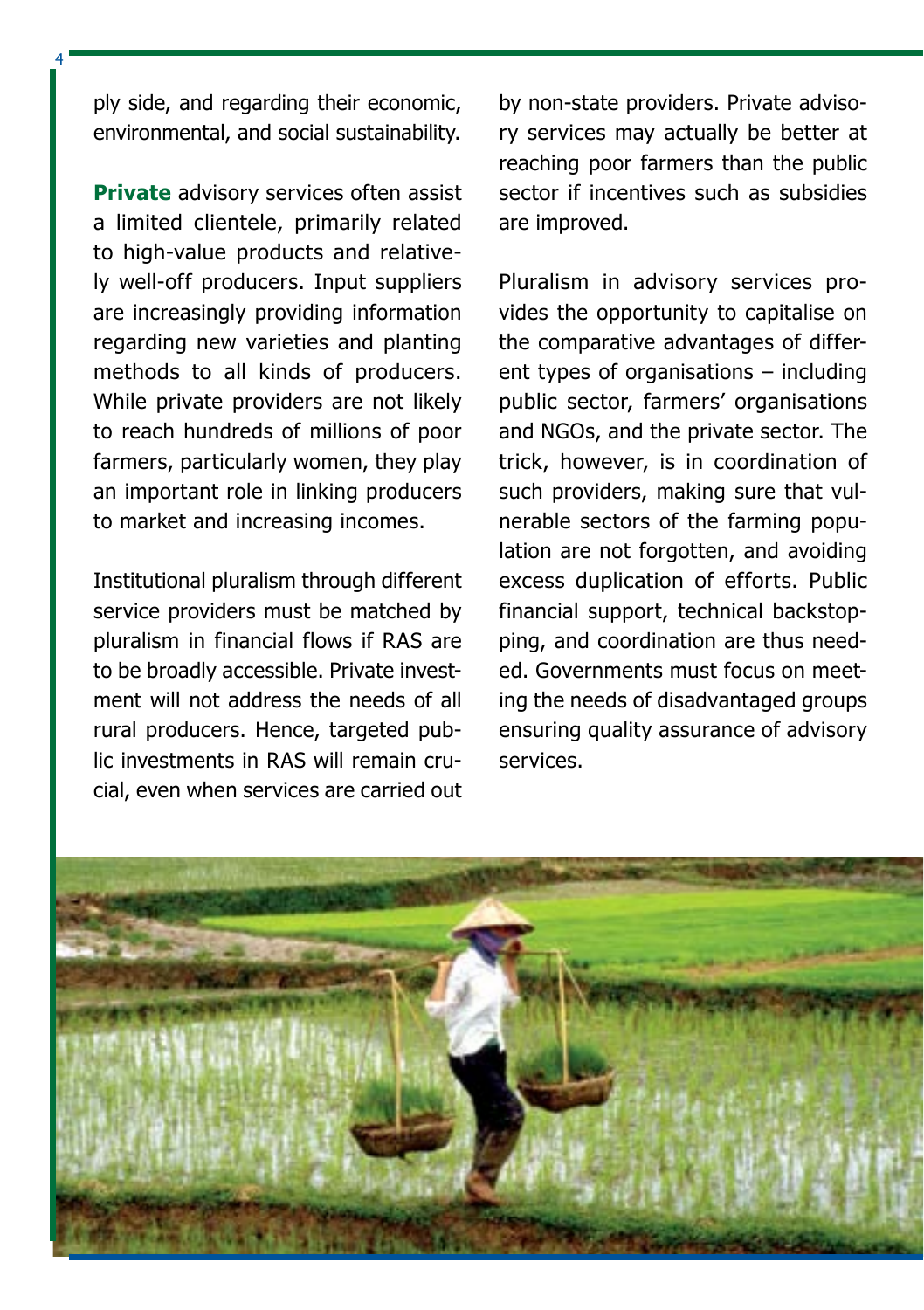ply side, and regarding their economic, environmental, and social sustainability.

**Private** advisory services often assist a limited clientele, primarily related to high-value products and relatively well-off producers. Input suppliers are increasingly providing information regarding new varieties and planting methods to all kinds of producers. While private providers are not likely to reach hundreds of millions of poor farmers, particularly women, they play an important role in linking producers to market and increasing incomes.

Institutional pluralism through different service providers must be matched by pluralism in financial flows if RAS are to be broadly accessible. Private investment will not address the needs of all rural producers. Hence, targeted public investments in RAS will remain crucial, even when services are carried out by non-state providers. Private advisory services may actually be better at reaching poor farmers than the public sector if incentives such as subsidies are improved.

Pluralism in advisory services provides the opportunity to capitalise on the comparative advantages of different types of organisations – including public sector, farmers' organisations and NGOs, and the private sector. The trick, however, is in coordination of such providers, making sure that vulnerable sectors of the farming population are not forgotten, and avoiding excess duplication of efforts. Public financial support, technical backstopping, and coordination are thus needed. Governments must focus on meeting the needs of disadvantaged groups ensuring quality assurance of advisory services.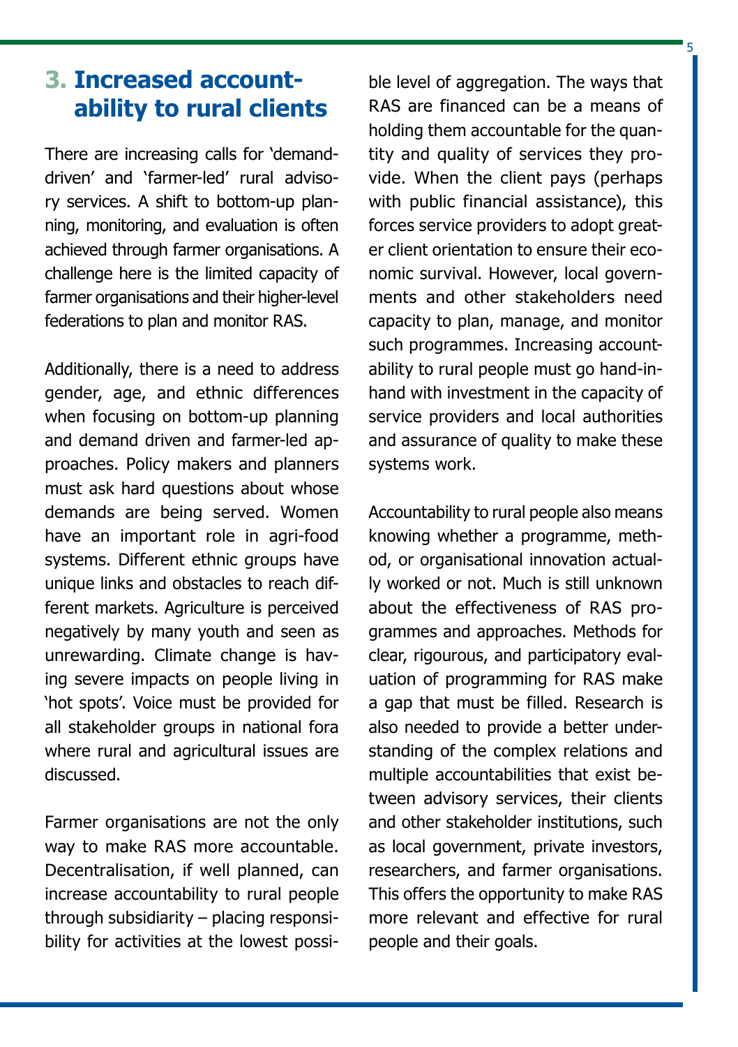## 3. Increased accountability to rural clients

There are increasing calls for 'demand-driven' and 'farmer-led' rural advisory services. A shift to bottom-up planning, monitoring, and evaluation is often achieved through farmer organisations. A challenge here is the limited capacity of farmer organisations and their higher-level federations to plan and monitor RAS.

Additionally, there is a need to address gender, age, and ethnic differences when focusing on bottom-up planning and demand driven and farmer-led approaches. Policy makers and planners must ask hard questions about whose demands are being served. Women have an important role in agri-food systems. Different ethnic groups have unique links and obstacles to reach different markets. Agriculture is perceived negatively by many youth and seen as unrewarding. Climate change is having severe impacts on people living in 'hot spots'. Voice must be provided for all stakeholder groups in national fora where rural and agricultural issues are discussed.

Farmer organisations are not the only way to make RAS more accountable. Decentralisation, if well planned, can increase accountability to rural people through subsidiarity – placing responsibility for activities at the lowest possible level of aggregation. The ways that RAS are financed can be a means of holding them accountable for the quantity and quality of services they provide. When the client pays (perhaps with public financial assistance), this forces service providers to adopt greater client orientation to ensure their economic survival. However, local governments and other stakeholders need capacity to plan, manage, and monitor such programmes. Increasing accountability to rural people must go hand-in-hand with investment in the capacity of service providers and local authorities and assurance of quality to make these systems work.

Accountability to rural people also means knowing whether a programme, method, or organisational innovation actually worked or not. Much is still unknown about the effectiveness of RAS programmes and approaches. Methods for clear, rigourous, and participatory evaluation of programming for RAS make a gap that must be filled. Research is also needed to provide a better understanding of the complex relations and multiple accountabilities that exist between advisory services, their clients and other stakeholder institutions, such as local government, private investors, researchers, and farmer organisations. This offers the opportunity to make RAS more relevant and effective for rural people and their goals.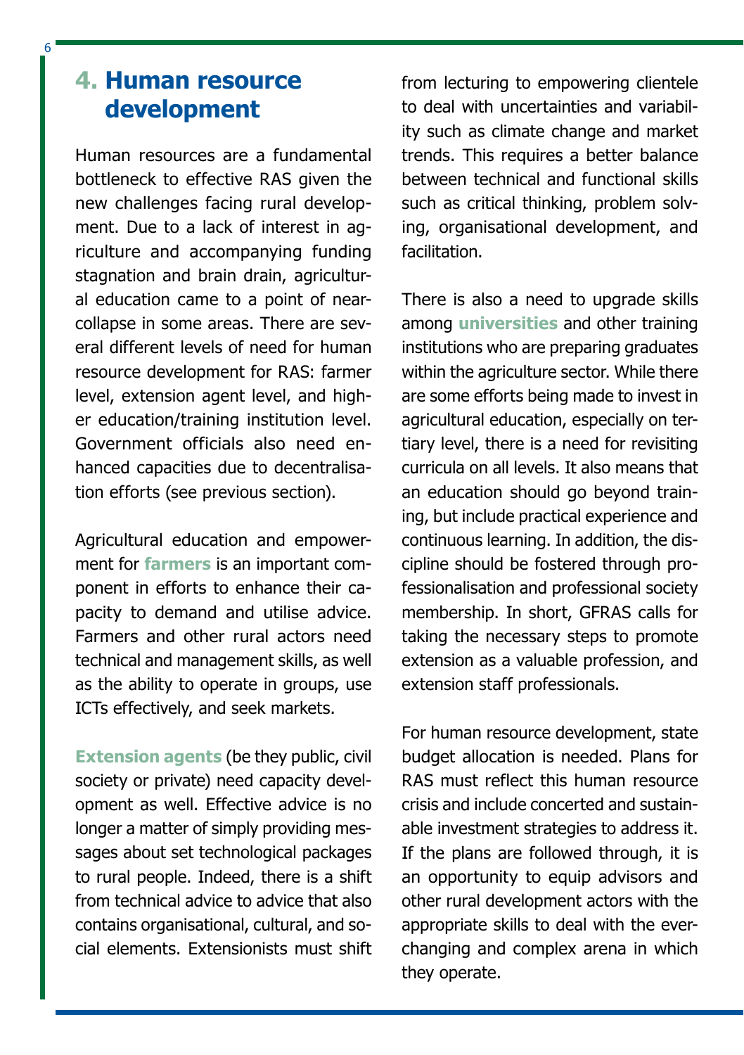## 4. Human resource development

Human resources are a fundamental bottleneck to effective RAS given the new challenges facing rural development. Due to a lack of interest in agriculture and accompanying funding stagnation and brain drain, agricultural education came to a point of near-collapse in some areas. There are several different levels of need for human resource development for RAS: farmer level, extension agent level, and higher education/training institution level. Government officials also need enhanced capacities due to decentralisation efforts (see previous section).

Agricultural education and empowerment for **farmers** is an important component in efforts to enhance their capacity to demand and utilise advice. Farmers and other rural actors need technical and management skills, as well as the ability to operate in groups, use ICTs effectively, and seek markets.

**Extension agents** (be they public, civil society or private) need capacity development as well. Effective advice is no longer a matter of simply providing messages about set technological packages to rural people. Indeed, there is a shift from technical advice to advice that also contains organisational, cultural, and social elements. Extensionists must shift from lecturing to empowering clientele to deal with uncertainties and variability such as climate change and market trends. This requires a better balance between technical and functional skills such as critical thinking, problem solving, organisational development, and facilitation.

There is also a need to upgrade skills among **universities** and other training institutions who are preparing graduates within the agriculture sector. While there are some efforts being made to invest in agricultural education, especially on tertiary level, there is a need for revisiting curricula on all levels. It also means that an education should go beyond training, but include practical experience and continuous learning. In addition, the discipline should be fostered through professionalisation and professional society membership. In short, GFRAS calls for taking the necessary steps to promote extension as a valuable profession, and extension staff professionals.

For human resource development, state budget allocation is needed. Plans for RAS must reflect this human resource crisis and include concerted and sustainable investment strategies to address it. If the plans are followed through, it is an opportunity to equip advisors and other rural development actors with the appropriate skills to deal with the ever-changing and complex arena in which they operate.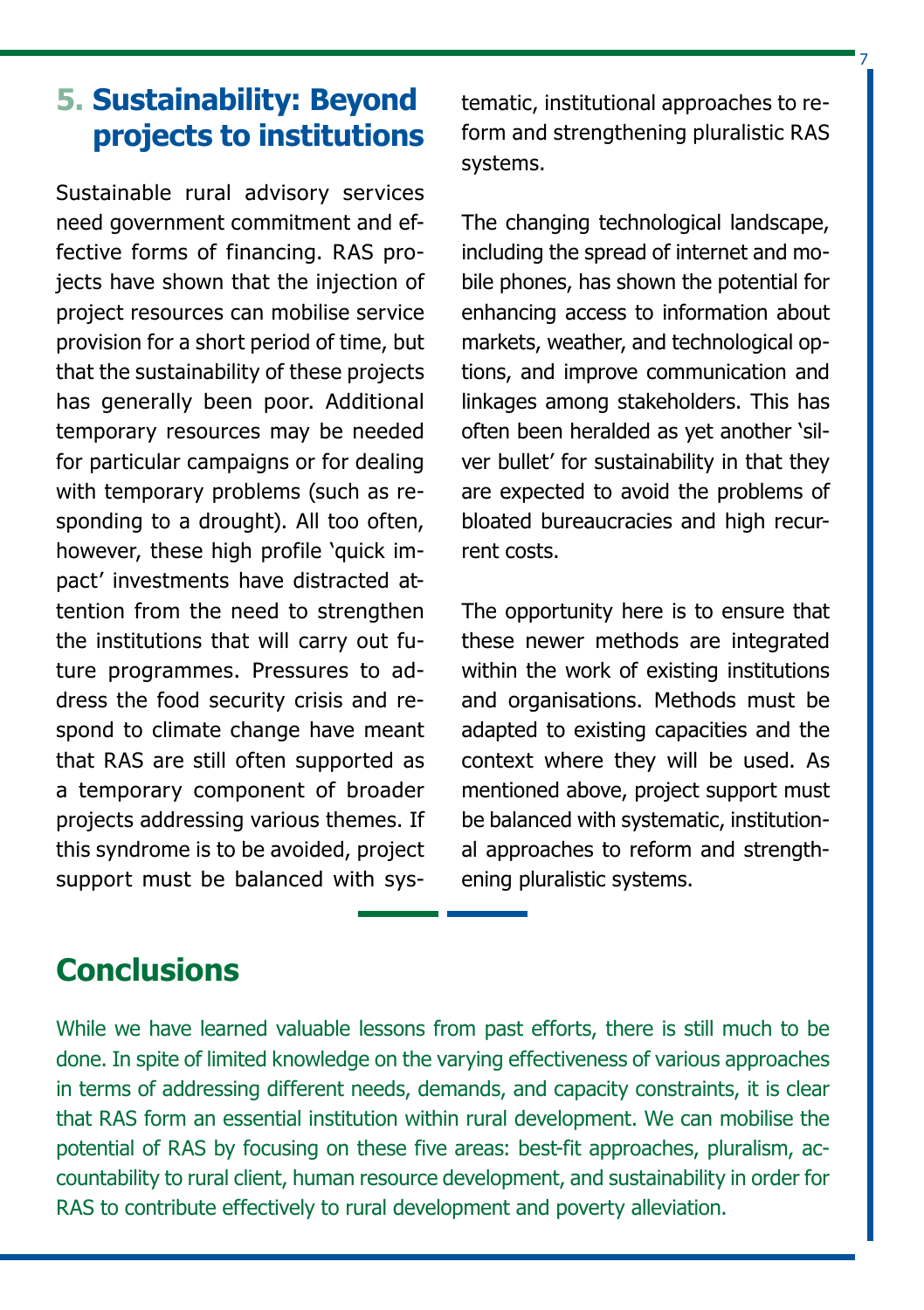## 5. Sustainability: Beyond projects to institutions

Sustainable rural advisory services need government commitment and effective forms of financing. RAS projects have shown that the injection of project resources can mobilise service provision for a short period of time, but that the sustainability of these projects has generally been poor. Additional temporary resources may be needed for particular campaigns or for dealing with temporary problems (such as responding to a drought). All too often, however, these high profile 'quick impact' investments have distracted attention from the need to strengthen the institutions that will carry out future programmes. Pressures to address the food security crisis and respond to climate change have meant that RAS are still often supported as a temporary component of broader projects addressing various themes. If this syndrome is to be avoided, project support must be balanced with systematic, institutional approaches to reform and strengthening pluralistic RAS systems.

The changing technological landscape, including the spread of internet and mobile phones, has shown the potential for enhancing access to information about markets, weather, and technological options, and improve communication and linkages among stakeholders. This has often been heralded as yet another 'silver bullet' for sustainability in that they are expected to avoid the problems of bloated bureaucracies and high recurrent costs.

The opportunity here is to ensure that these newer methods are integrated within the work of existing institutions and organisations. Methods must be adapted to existing capacities and the context where they will be used. As mentioned above, project support must be balanced with systematic, institutional approaches to reform and strengthening pluralistic systems.

## Conclusions

While we have learned valuable lessons from past efforts, there is still much to be done. In spite of limited knowledge on the varying effectiveness of various approaches in terms of addressing different needs, demands, and capacity constraints, it is clear that RAS form an essential institution within rural development. We can mobilise the potential of RAS by focusing on these five areas: best-fit approaches, pluralism, accountability to rural client, human resource development, and sustainability in order for RAS to contribute effectively to rural development and poverty alleviation.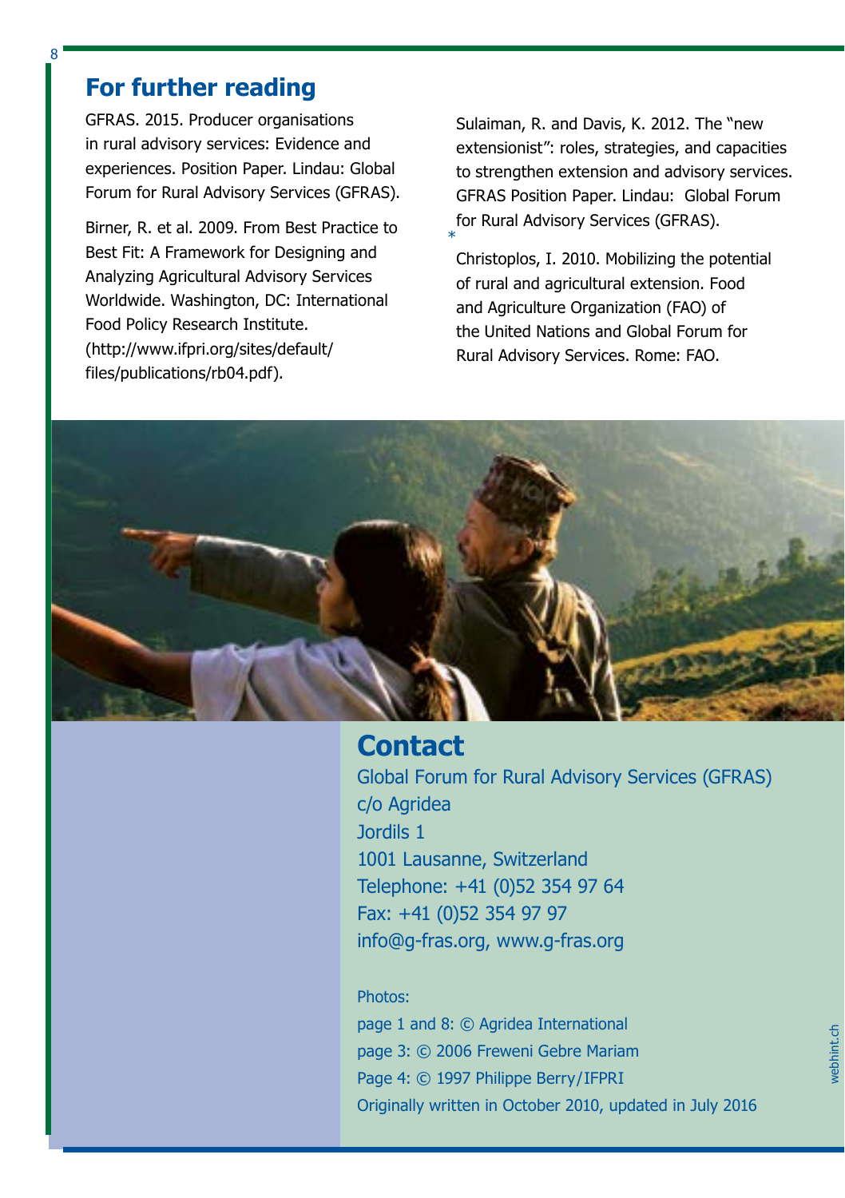## For further reading

GFRAS. 2015. Producer organisations in rural advisory services: Evidence and experiences. Position Paper. Lindau: Global Forum for Rural Advisory Services (GFRAS).

Birner, R. et al. 2009. From Best Practice to Best Fit: A Framework for Designing and Analyzing Agricultural Advisory Services Worldwide. Washington, DC: International Food Policy Research Institute. (http://www.ifpri.org/sites/default/files/publications/rb04.pdf).

Sulaiman, R. and Davis, K. 2012. The "new extensionist": roles, strategies, and capacities to strengthen extension and advisory services. GFRAS Position Paper. Lindau: Global Forum for Rural Advisory Services (GFRAS).

Christoplos, I. 2010. Mobilizing the potential of rural and agricultural extension. Food and Agriculture Organization (FAO) of the United Nations and Global Forum for Rural Advisory Services. Rome: FAO.

## Contact

Global Forum for Rural Advisory Services (GFRAS)
c/o Agridea
Jordils 1
1001 Lausanne, Switzerland
Telephone: +41 (0)52 354 97 64
Fax: +41 (0)52 354 97 97
info@g-fras.org, www.g-fras.org

Photos:
page 1 and 8: © Agridea International
page 3: © 2006 Freweni Gebre Mariam
Page 4: © 1997 Philippe Berry/IFPRI
Originally written in October 2010, updated in July 2016

webhint.ch